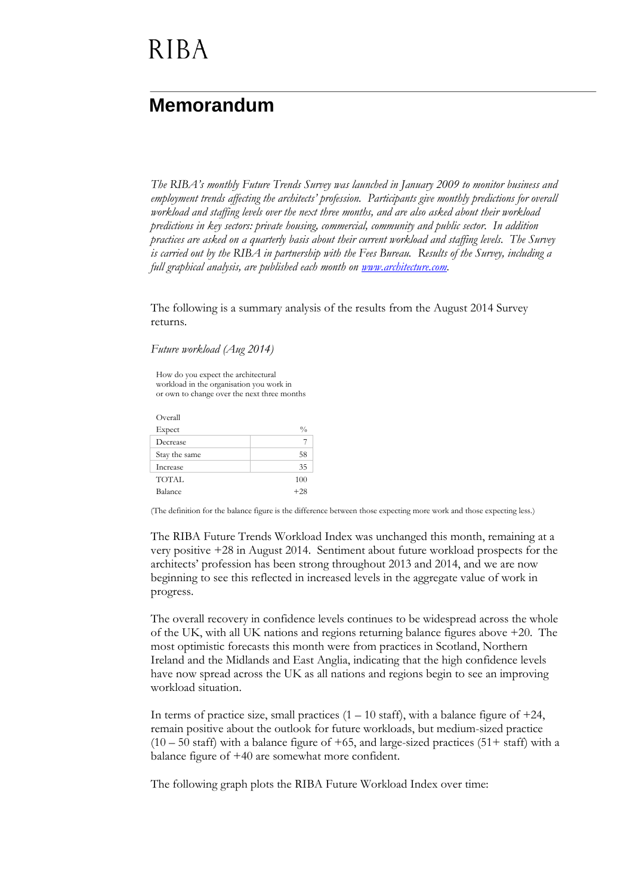RIBA

# Memorandum

*The RIBA's monthly Future Trends Survey was launched in January 2009 to monitor business and employment trends affecting the architects' profession. Participants give monthly predictions for overall workload and staffing levels over the next three months, and are also asked about their workload predictions in key sectors: private housing, commercial, community and public sector. In addition practices are asked on a quarterly basis about their current workload and staffing levels. The Survey is carried out by the RIBA in partnership with the Fees Bureau. Results of the Survey, including a full graphical analysis, are published each month on [www.architecture.com](www.architecture.com).*

The following is a summary analysis of the results from the August 2014 Survey returns.

*Future workload (Aug 2014)*

How do you expect the architectural workload in the organisation you work in or own to change over the next three months

Overall

| Expect | % |
|---|---|
| Decrease | 7 |
| Stay the same | 58 |
| Increase | 35 |
| TOTAL | 100 |
| Balance | +28 |

(The definition for the balance figure is the difference between those expecting more work and those expecting less.)

The RIBA Future Trends Workload Index was unchanged this month, remaining at a very positive +28 in August 2014. Sentiment about future workload prospects for the architects' profession has been strong throughout 2013 and 2014, and we are now beginning to see this reflected in increased levels in the aggregate value of work in progress.

The overall recovery in confidence levels continues to be widespread across the whole of the UK, with all UK nations and regions returning balance figures above +20. The most optimistic forecasts this month were from practices in Scotland, Northern Ireland and the Midlands and East Anglia, indicating that the high confidence levels have now spread across the UK as all nations and regions begin to see an improving workload situation.

In terms of practice size, small practices (1 – 10 staff), with a balance figure of +24, remain positive about the outlook for future workloads, but medium-sized practice (10 – 50 staff) with a balance figure of +65, and large-sized practices (51+ staff) with a balance figure of +40 are somewhat more confident.

The following graph plots the RIBA Future Workload Index over time: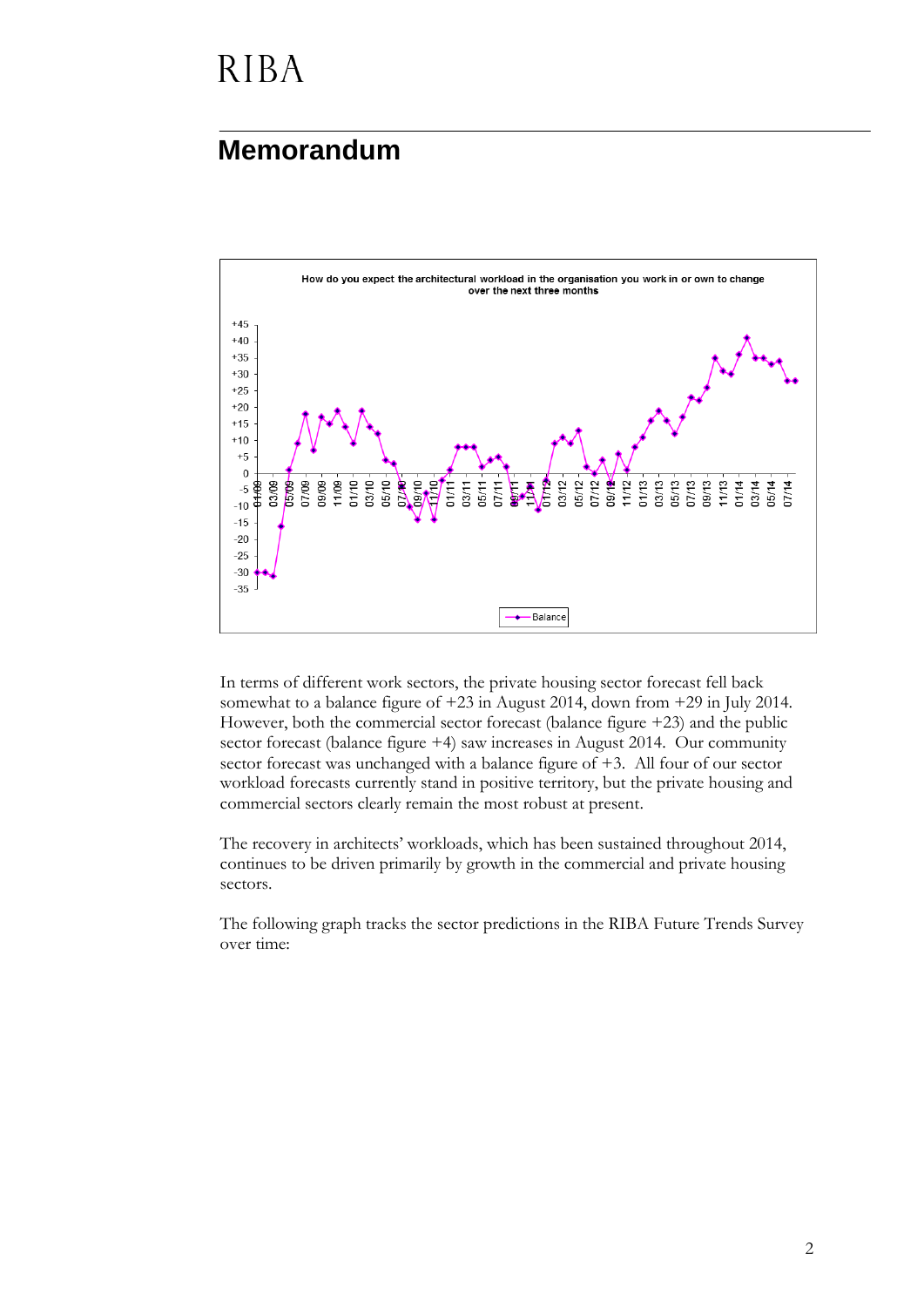# RIBA

## Memorandum

How do you expect the architectural workload in the organisation you work in or own to change over the next three months

+45
+40
+35
+30
+25
+20
+15
+10
+5
0
-5
-10
-15
-20
-25
-30
-35

01/09 03/09 05/09 07/09 09/09 11/09 01/10 03/10 05/10 07/10 09/10 11/10 01/11 03/11 05/11 07/11 09/11 11/11 01/12 03/12 05/12 07/12 09/12 11/12 01/13 03/13 05/13 07/13 09/13 11/13 01/14 03/14 05/14 07/14

Balance

In terms of different work sectors, the private housing sector forecast fell back somewhat to a balance figure of +23 in August 2014, down from +29 in July 2014. However, both the commercial sector forecast (balance figure +23) and the public sector forecast (balance figure +4) saw increases in August 2014. Our community sector forecast was unchanged with a balance figure of +3. All four of our sector workload forecasts currently stand in positive territory, but the private housing and commercial sectors clearly remain the most robust at present.

The recovery in architects' workloads, which has been sustained throughout 2014, continues to be driven primarily by growth in the commercial and private housing sectors.

The following graph tracks the sector predictions in the RIBA Future Trends Survey over time: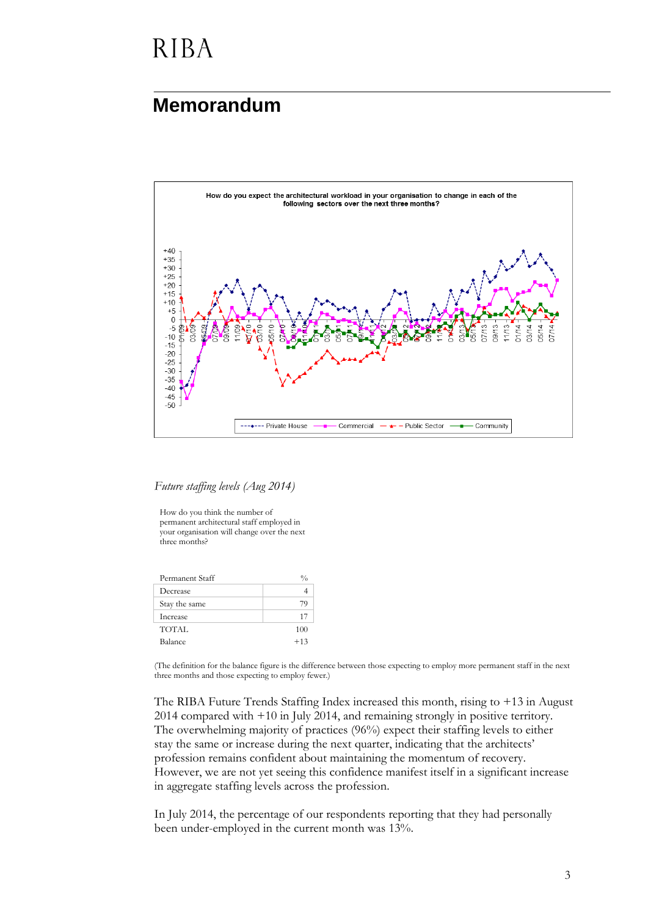RIBA

## Memorandum

How do you expect the architectural workload in your organisation to change in each of the following sectors over the next three months?

+40
+35
+30
+25
+20
+15
+10
+5
0
-5
-10
-15
-20
-25
-30
-35
-40
-45
-50

01/09
03/09
05/09
07/09
09/09
11/09
01/10
03/10
05/10
07/10
09/10
11/10
01/11
03/11
05/11
07/11
09/11
11/11
01/12
03/12
05/12
07/12
09/12
11/12
01/13
03/13
05/13
07/13
09/13
11/13
01/14
03/14
05/14
07/14

Private House
Commercial
Public Sector
Community

*Future staffing levels (Aug 2014)*

How do you think the number of permanent architectural staff employed in your organisation will change over the next three months?

| Permanent Staff | % |
|---|---|
| Decrease | 4 |
| Stay the same | 79 |
| Increase | 17 |
| TOTAL | 100 |
| Balance | +13 |

(The definition for the balance figure is the difference between those expecting to employ more permanent staff in the next three months and those expecting to employ fewer.)

The RIBA Future Trends Staffing Index increased this month, rising to +13 in August 2014 compared with +10 in July 2014, and remaining strongly in positive territory. The overwhelming majority of practices (96%) expect their staffing levels to either stay the same or increase during the next quarter, indicating that the architects' profession remains confident about maintaining the momentum of recovery. However, we are not yet seeing this confidence manifest itself in a significant increase in aggregate staffing levels across the profession.

In July 2014, the percentage of our respondents reporting that they had personally been under-employed in the current month was 13%.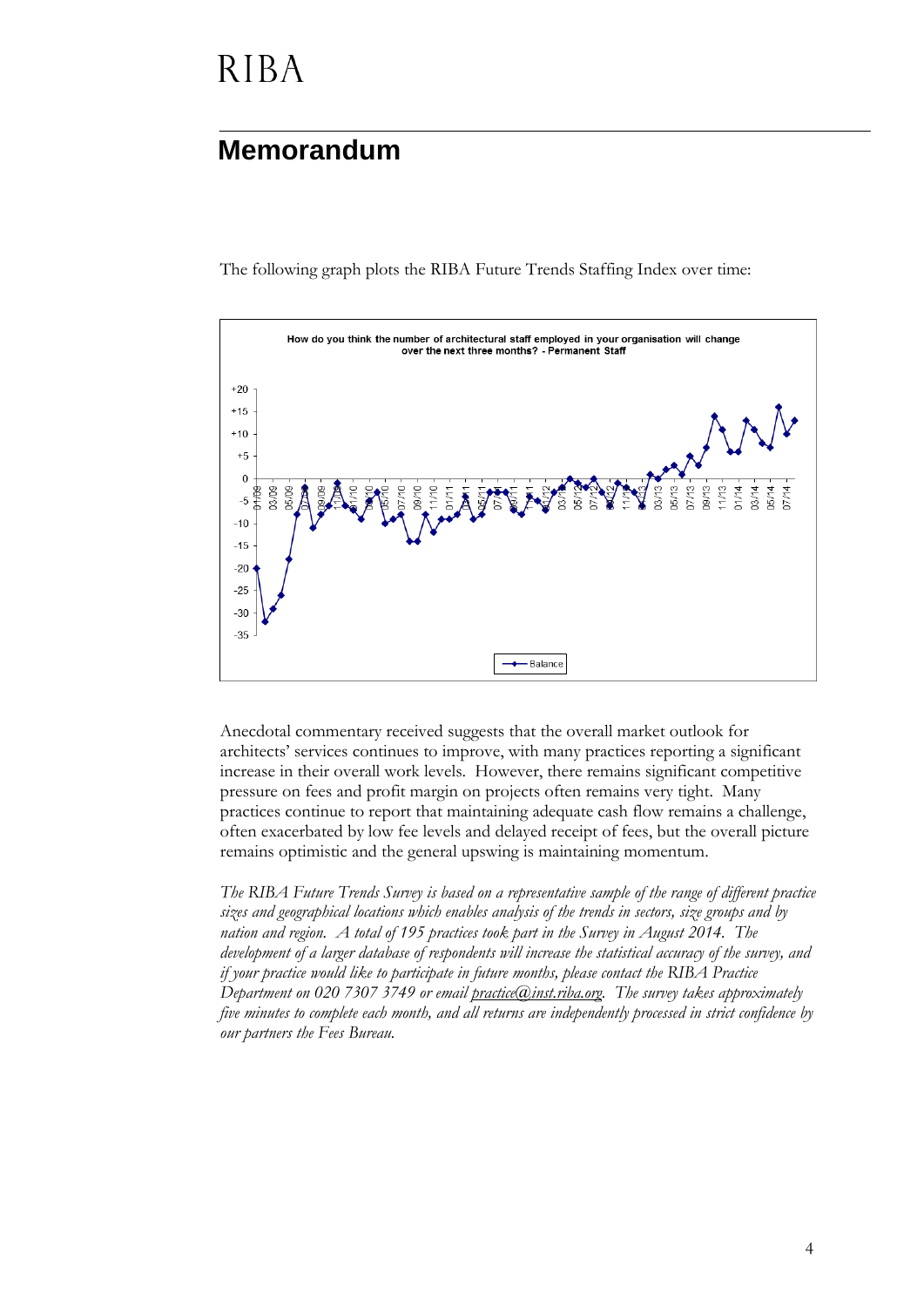RIBA

## Memorandum

The following graph plots the RIBA Future Trends Staffing Index over time:

How do you think the number of architectural staff employed in your organisation will change over the next three months? - Permanent Staff

+20
+15
+10
+5
0
-5
-10
-15
-20
-25
-30
-35

01/09 03/09 05/09 07/09 09/09 11/09 01/10 03/10 05/10 07/10 09/10 11/10 01/11 03/11 05/11 07/11 09/11 11/11 01/12 03/12 05/12 07/12 09/12 11/12 01/13 03/13 05/13 07/13 09/13 11/13 01/14 03/14 05/14 07/14

Balance

Anecdotal commentary received suggests that the overall market outlook for architects' services continues to improve, with many practices reporting a significant increase in their overall work levels. However, there remains significant competitive pressure on fees and profit margin on projects often remains very tight. Many practices continue to report that maintaining adequate cash flow remains a challenge, often exacerbated by low fee levels and delayed receipt of fees, but the overall picture remains optimistic and the general upswing is maintaining momentum.

*The RIBA Future Trends Survey is based on a representative sample of the range of different practice sizes and geographical locations which enables analysis of the trends in sectors, size groups and by nation and region. A total of 195 practices took part in the Survey in August 2014. The development of a larger database of respondents will increase the statistical accuracy of the survey, and if your practice would like to participate in future months, please contact the RIBA Practice Department on 020 7307 3749 or email practice@inst.riba.org. The survey takes approximately five minutes to complete each month, and all returns are independently processed in strict confidence by our partners the Fees Bureau.*